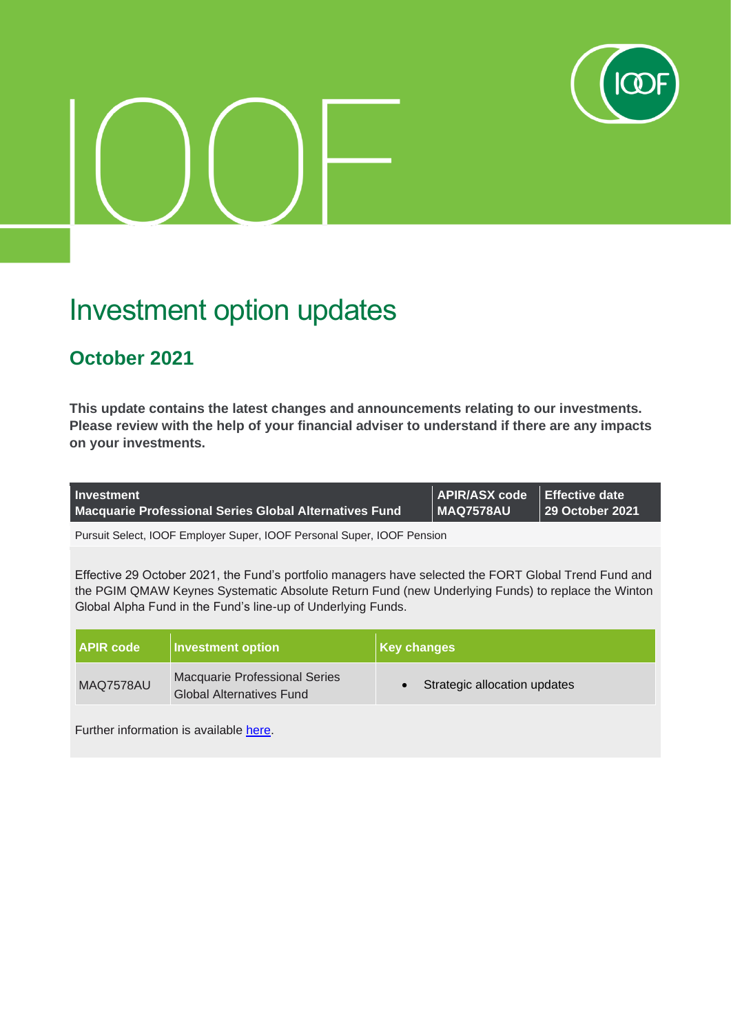# Investment option updates

## October 2021

**This update contains the latest changes and announcements relating to our investments. Please review with the help of your financial adviser to understand if there are any impacts on your investments.**

| Investment<br>Macquarie Professional Series Global Alternatives Fund | APIR/ASX code<br>MAQ7578AU | Effective date<br>29 October 2021 |
|---|---|---|
| Pursuit Select, IOOF Employer Super, IOOF Personal Super, IOOF Pension | | |

Effective 29 October 2021, the Fund's portfolio managers have selected the FORT Global Trend Fund and the PGIM QMAW Keynes Systematic Absolute Return Fund (new Underlying Funds) to replace the Winton Global Alpha Fund in the Fund's line-up of Underlying Funds.

| APIR code | Investment option | Key changes |
|---|---|---|
| MAQ7578AU | Macquarie Professional Series Global Alternatives Fund | • Strategic allocation updates |

Further information is available here.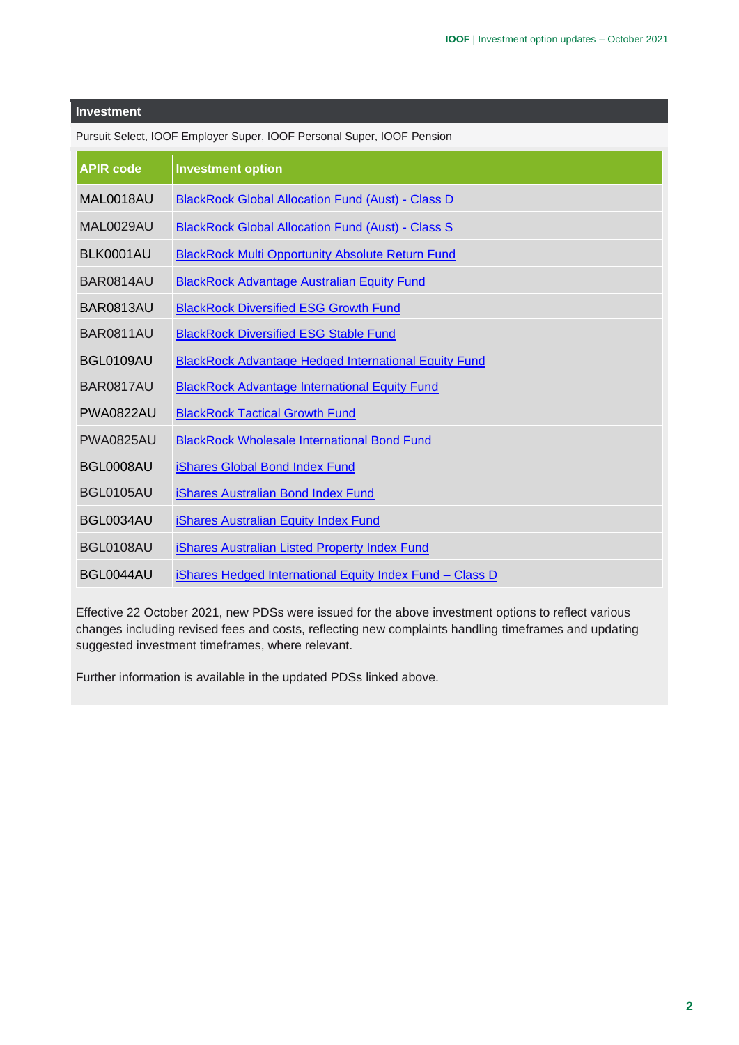## Investment

Pursuit Select, IOOF Employer Super, IOOF Personal Super, IOOF Pension

| APIR code | Investment option |
| --- | --- |
| MAL0018AU | BlackRock Global Allocation Fund (Aust) - Class D |
| MAL0029AU | BlackRock Global Allocation Fund (Aust) - Class S |
| BLK0001AU | BlackRock Multi Opportunity Absolute Return Fund |
| BAR0814AU | BlackRock Advantage Australian Equity Fund |
| BAR0813AU | BlackRock Diversified ESG Growth Fund |
| BAR0811AU | BlackRock Diversified ESG Stable Fund |
| BGL0109AU | BlackRock Advantage Hedged International Equity Fund |
| BAR0817AU | BlackRock Advantage International Equity Fund |
| PWA0822AU | BlackRock Tactical Growth Fund |
| PWA0825AU | BlackRock Wholesale International Bond Fund |
| BGL0008AU | iShares Global Bond Index Fund |
| BGL0105AU | iShares Australian Bond Index Fund |
| BGL0034AU | iShares Australian Equity Index Fund |
| BGL0108AU | iShares Australian Listed Property Index Fund |
| BGL0044AU | iShares Hedged International Equity Index Fund – Class D |

Effective 22 October 2021, new PDSs were issued for the above investment options to reflect various changes including revised fees and costs, reflecting new complaints handling timeframes and updating suggested investment timeframes, where relevant.

Further information is available in the updated PDSs linked above.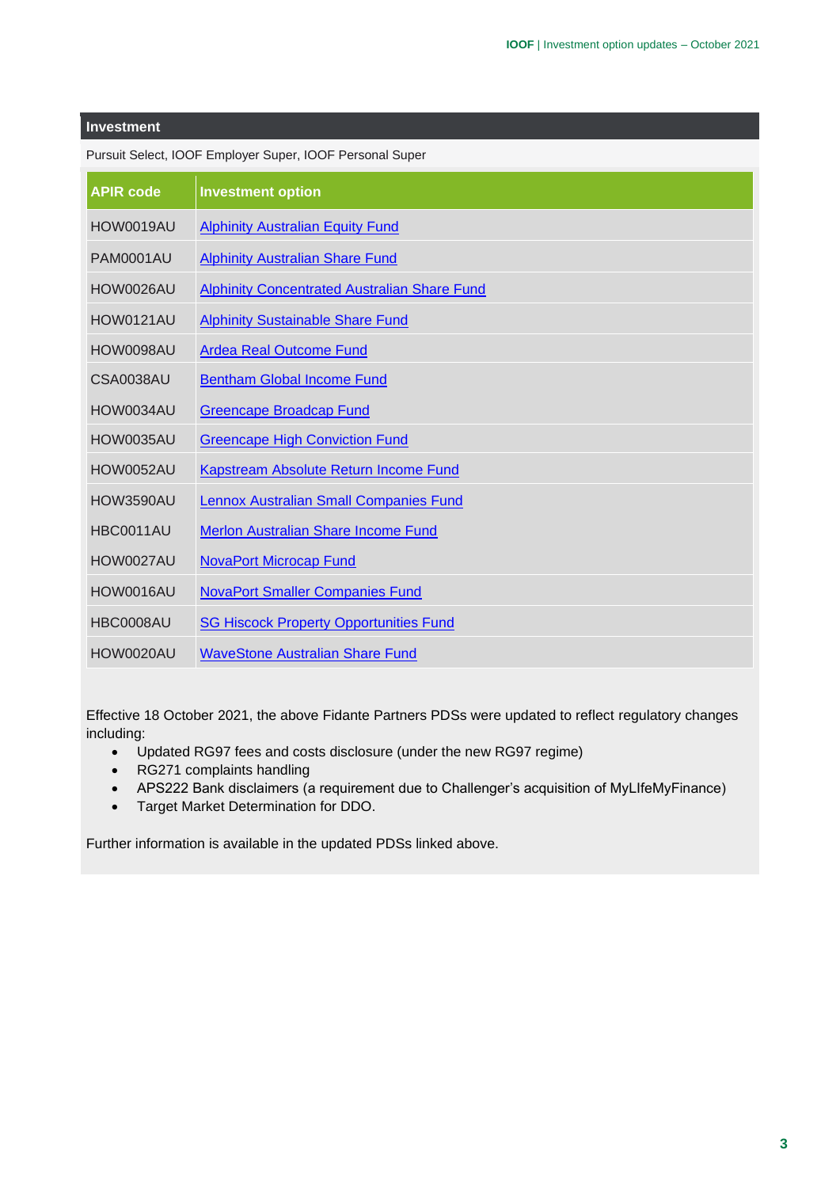## Investment

Pursuit Select, IOOF Employer Super, IOOF Personal Super

| APIR code | Investment option |
|---|---|
| HOW0019AU | Alphinity Australian Equity Fund |
| PAM0001AU | Alphinity Australian Share Fund |
| HOW0026AU | Alphinity Concentrated Australian Share Fund |
| HOW0121AU | Alphinity Sustainable Share Fund |
| HOW0098AU | Ardea Real Outcome Fund |
| CSA0038AU | Bentham Global Income Fund |
| HOW0034AU | Greencape Broadcap Fund |
| HOW0035AU | Greencape High Conviction Fund |
| HOW0052AU | Kapstream Absolute Return Income Fund |
| HOW3590AU | Lennox Australian Small Companies Fund |
| HBC0011AU | Merlon Australian Share Income Fund |
| HOW0027AU | NovaPort Microcap Fund |
| HOW0016AU | NovaPort Smaller Companies Fund |
| HBC0008AU | SG Hiscock Property Opportunities Fund |
| HOW0020AU | WaveStone Australian Share Fund |

Effective 18 October 2021, the above Fidante Partners PDSs were updated to reflect regulatory changes including:

- Updated RG97 fees and costs disclosure (under the new RG97 regime)
- RG271 complaints handling
- APS222 Bank disclaimers (a requirement due to Challenger's acquisition of MyLIfeMyFinance)
- Target Market Determination for DDO.

Further information is available in the updated PDSs linked above.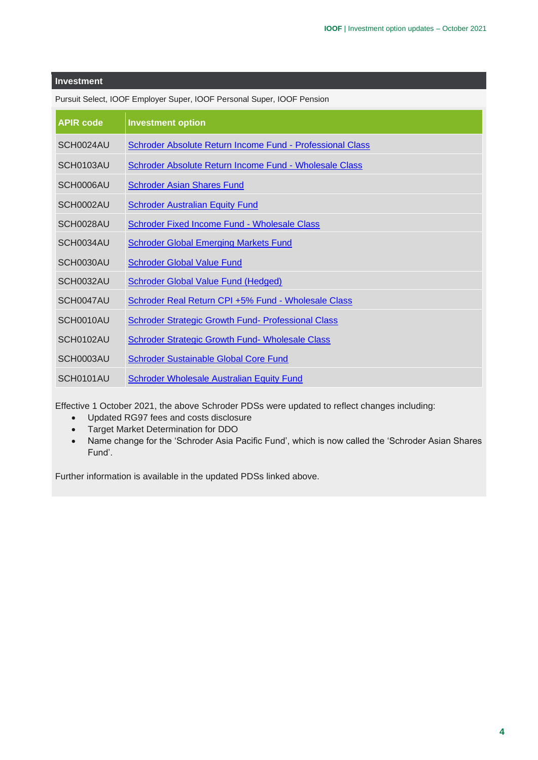## Investment

Pursuit Select, IOOF Employer Super, IOOF Personal Super, IOOF Pension

| APIR code | Investment option |
|---|---|
| SCH0024AU | Schroder Absolute Return Income Fund - Professional Class |
| SCH0103AU | Schroder Absolute Return Income Fund - Wholesale Class |
| SCH0006AU | Schroder Asian Shares Fund |
| SCH0002AU | Schroder Australian Equity Fund |
| SCH0028AU | Schroder Fixed Income Fund - Wholesale Class |
| SCH0034AU | Schroder Global Emerging Markets Fund |
| SCH0030AU | Schroder Global Value Fund |
| SCH0032AU | Schroder Global Value Fund (Hedged) |
| SCH0047AU | Schroder Real Return CPI +5% Fund - Wholesale Class |
| SCH0010AU | Schroder Strategic Growth Fund- Professional Class |
| SCH0102AU | Schroder Strategic Growth Fund- Wholesale Class |
| SCH0003AU | Schroder Sustainable Global Core Fund |
| SCH0101AU | Schroder Wholesale Australian Equity Fund |

Effective 1 October 2021, the above Schroder PDSs were updated to reflect changes including:

- Updated RG97 fees and costs disclosure
- Target Market Determination for DDO
- Name change for the 'Schroder Asia Pacific Fund', which is now called the 'Schroder Asian Shares Fund'.

Further information is available in the updated PDSs linked above.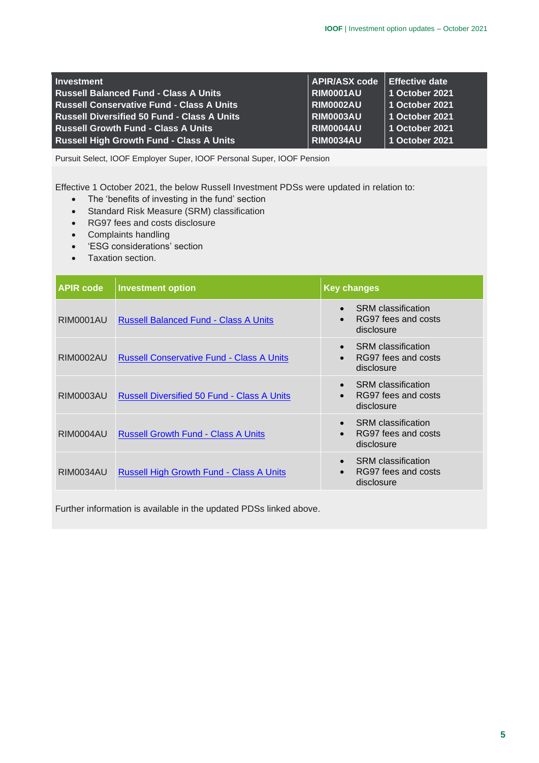| Investment | APIR/ASX code | Effective date |
|---|---|---|
| Russell Balanced Fund - Class A Units | RIM0001AU | 1 October 2021 |
| Russell Conservative Fund - Class A Units | RIM0002AU | 1 October 2021 |
| Russell Diversified 50 Fund - Class A Units | RIM0003AU | 1 October 2021 |
| Russell Growth Fund - Class A Units | RIM0004AU | 1 October 2021 |
| Russell High Growth Fund - Class A Units | RIM0034AU | 1 October 2021 |

Pursuit Select, IOOF Employer Super, IOOF Personal Super, IOOF Pension

Effective 1 October 2021, the below Russell Investment PDSs were updated in relation to:

- The 'benefits of investing in the fund' section
- Standard Risk Measure (SRM) classification
- RG97 fees and costs disclosure
- Complaints handling
- 'ESG considerations' section
- Taxation section.

| APIR code | Investment option | Key changes |
|---|---|---|
| RIM0001AU | Russell Balanced Fund - Class A Units | • SRM classification<br>• RG97 fees and costs disclosure |
| RIM0002AU | Russell Conservative Fund - Class A Units | • SRM classification<br>• RG97 fees and costs disclosure |
| RIM0003AU | Russell Diversified 50 Fund - Class A Units | • SRM classification<br>• RG97 fees and costs disclosure |
| RIM0004AU | Russell Growth Fund - Class A Units | • SRM classification<br>• RG97 fees and costs disclosure |
| RIM0034AU | Russell High Growth Fund - Class A Units | • SRM classification<br>• RG97 fees and costs disclosure |

Further information is available in the updated PDSs linked above.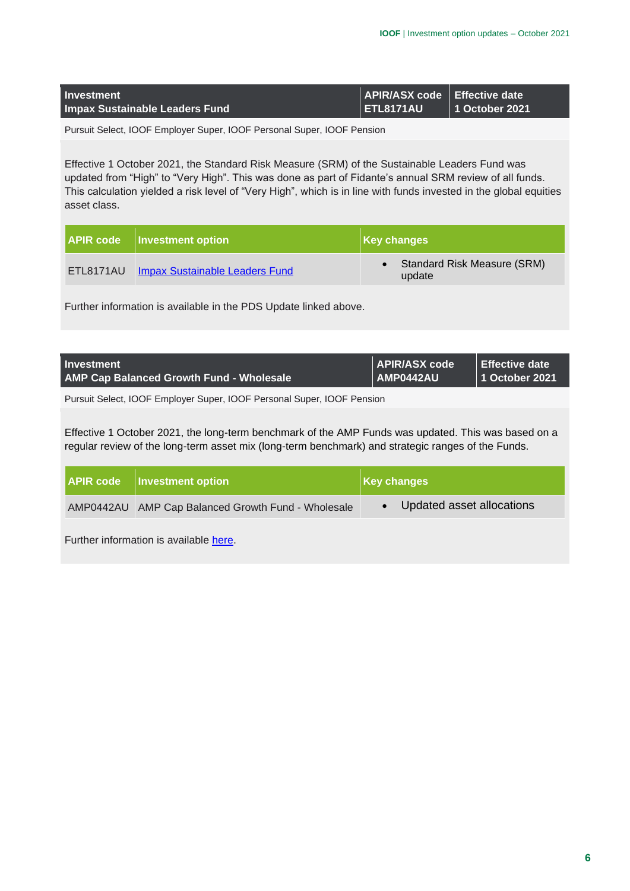| Investment | APIR/ASX code | Effective date |
|---|---|---|
| Impax Sustainable Leaders Fund | ETL8171AU | 1 October 2021 |

Pursuit Select, IOOF Employer Super, IOOF Personal Super, IOOF Pension

Effective 1 October 2021, the Standard Risk Measure (SRM) of the Sustainable Leaders Fund was updated from "High" to "Very High". This was done as part of Fidante's annual SRM review of all funds. This calculation yielded a risk level of "Very High", which is in line with funds invested in the global equities asset class.

| APIR code | Investment option | Key changes |
|---|---|---|
| ETL8171AU | Impax Sustainable Leaders Fund | • Standard Risk Measure (SRM) update |

Further information is available in the PDS Update linked above.

| Investment | APIR/ASX code | Effective date |
|---|---|---|
| AMP Cap Balanced Growth Fund - Wholesale | AMP0442AU | 1 October 2021 |

Pursuit Select, IOOF Employer Super, IOOF Personal Super, IOOF Pension

Effective 1 October 2021, the long-term benchmark of the AMP Funds was updated. This was based on a regular review of the long-term asset mix (long-term benchmark) and strategic ranges of the Funds.

| APIR code | Investment option | Key changes |
|---|---|---|
| AMP0442AU | AMP Cap Balanced Growth Fund - Wholesale | • Updated asset allocations |

Further information is available here.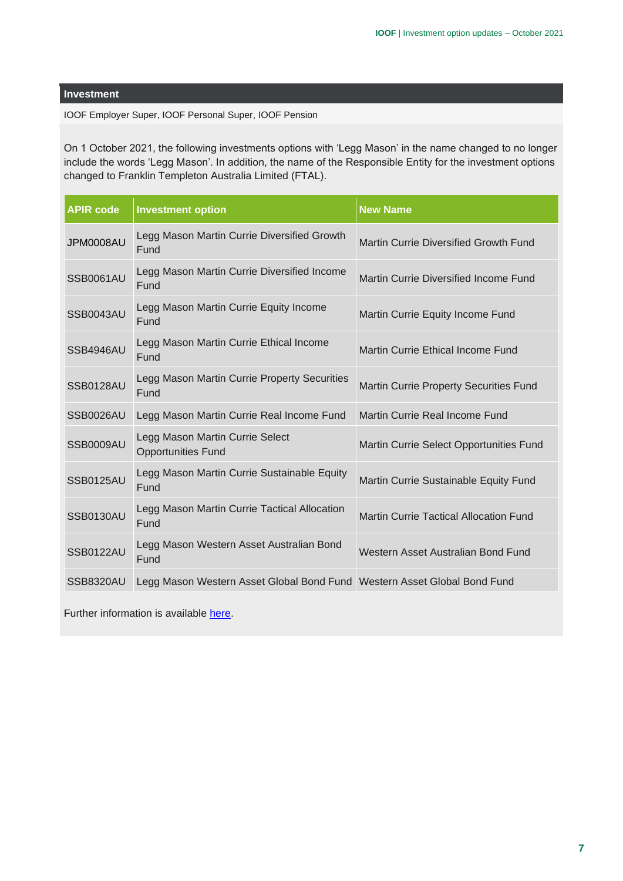## Investment

IOOF Employer Super, IOOF Personal Super, IOOF Pension

On 1 October 2021, the following investments options with 'Legg Mason' in the name changed to no longer include the words 'Legg Mason'. In addition, the name of the Responsible Entity for the investment options changed to Franklin Templeton Australia Limited (FTAL).

| APIR code | Investment option | New Name |
|---|---|---|
| JPM0008AU | Legg Mason Martin Currie Diversified Growth Fund | Martin Currie Diversified Growth Fund |
| SSB0061AU | Legg Mason Martin Currie Diversified Income Fund | Martin Currie Diversified Income Fund |
| SSB0043AU | Legg Mason Martin Currie Equity Income Fund | Martin Currie Equity Income Fund |
| SSB4946AU | Legg Mason Martin Currie Ethical Income Fund | Martin Currie Ethical Income Fund |
| SSB0128AU | Legg Mason Martin Currie Property Securities Fund | Martin Currie Property Securities Fund |
| SSB0026AU | Legg Mason Martin Currie Real Income Fund | Martin Currie Real Income Fund |
| SSB0009AU | Legg Mason Martin Currie Select Opportunities Fund | Martin Currie Select Opportunities Fund |
| SSB0125AU | Legg Mason Martin Currie Sustainable Equity Fund | Martin Currie Sustainable Equity Fund |
| SSB0130AU | Legg Mason Martin Currie Tactical Allocation Fund | Martin Currie Tactical Allocation Fund |
| SSB0122AU | Legg Mason Western Asset Australian Bond Fund | Western Asset Australian Bond Fund |
| SSB8320AU | Legg Mason Western Asset Global Bond Fund | Western Asset Global Bond Fund |

Further information is available here.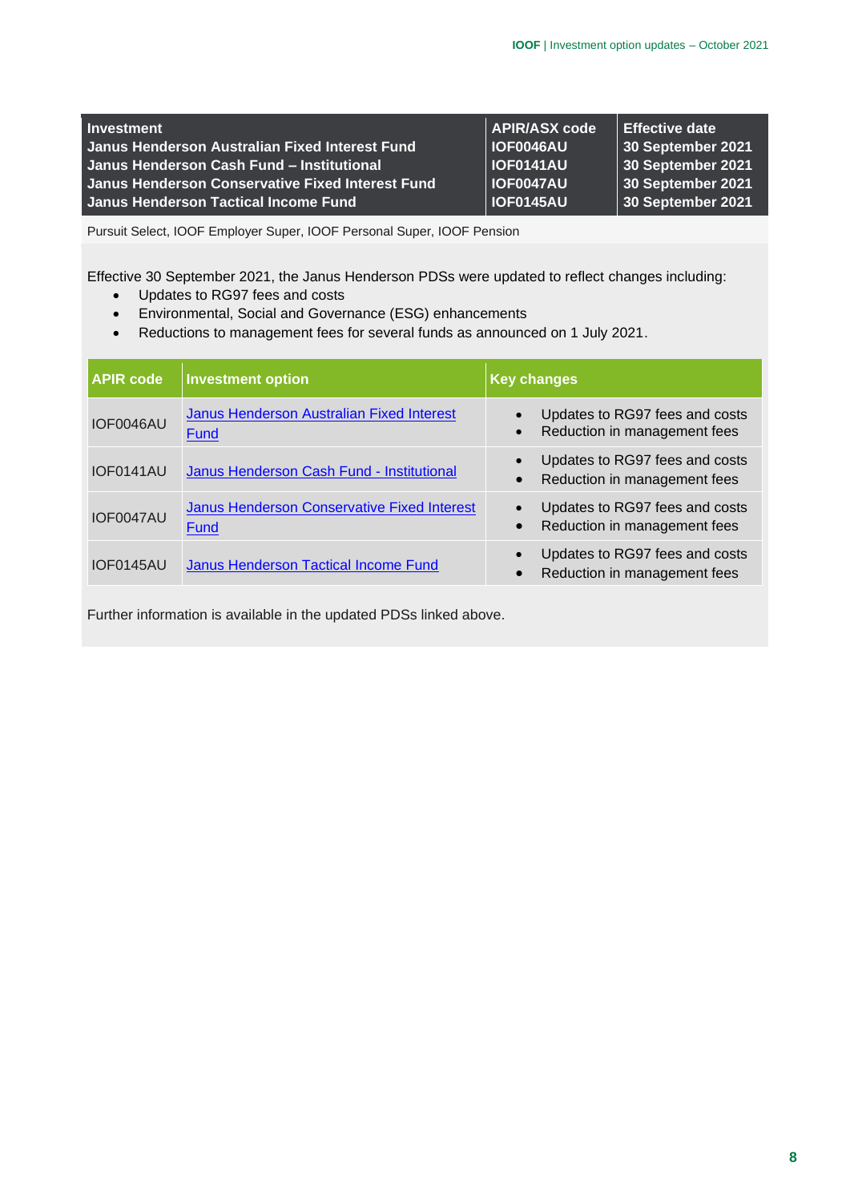| Investment | APIR/ASX code | Effective date |
|---|---|---|
| Janus Henderson Australian Fixed Interest Fund | IOF0046AU | 30 September 2021 |
| Janus Henderson Cash Fund – Institutional | IOF0141AU | 30 September 2021 |
| Janus Henderson Conservative Fixed Interest Fund | IOF0047AU | 30 September 2021 |
| Janus Henderson Tactical Income Fund | IOF0145AU | 30 September 2021 |

Pursuit Select, IOOF Employer Super, IOOF Personal Super, IOOF Pension

Effective 30 September 2021, the Janus Henderson PDSs were updated to reflect changes including:

- Updates to RG97 fees and costs
- Environmental, Social and Governance (ESG) enhancements
- Reductions to management fees for several funds as announced on 1 July 2021.

| APIR code | Investment option | Key changes |
|---|---|---|
| IOF0046AU | Janus Henderson Australian Fixed Interest Fund | • Updates to RG97 fees and costs<br>• Reduction in management fees |
| IOF0141AU | Janus Henderson Cash Fund - Institutional | • Updates to RG97 fees and costs<br>• Reduction in management fees |
| IOF0047AU | Janus Henderson Conservative Fixed Interest Fund | • Updates to RG97 fees and costs<br>• Reduction in management fees |
| IOF0145AU | Janus Henderson Tactical Income Fund | • Updates to RG97 fees and costs<br>• Reduction in management fees |

Further information is available in the updated PDSs linked above.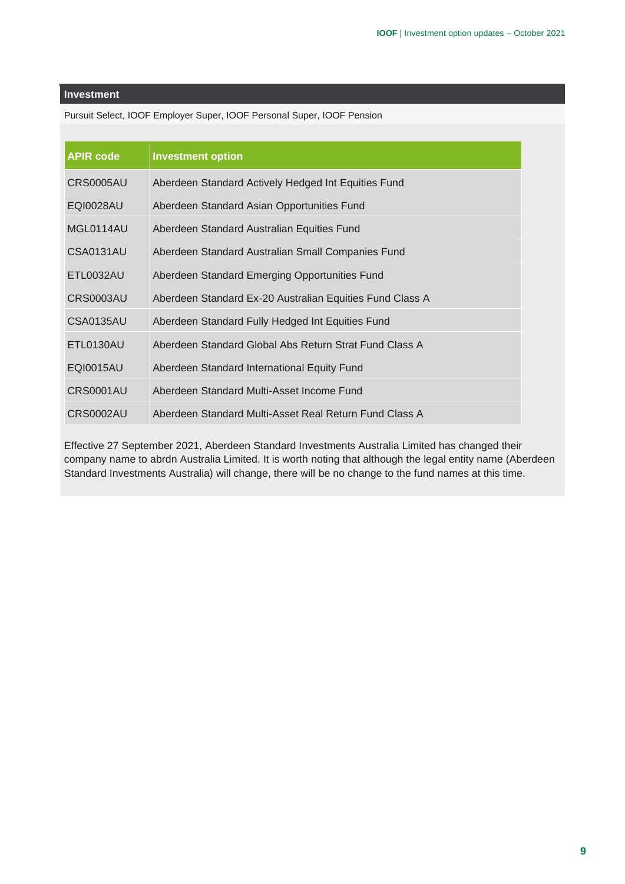**Investment**

Pursuit Select, IOOF Employer Super, IOOF Personal Super, IOOF Pension

| APIR code | Investment option |
| --- | --- |
| CRS0005AU | Aberdeen Standard Actively Hedged Int Equities Fund |
| EQI0028AU | Aberdeen Standard Asian Opportunities Fund |
| MGL0114AU | Aberdeen Standard Australian Equities Fund |
| CSA0131AU | Aberdeen Standard Australian Small Companies Fund |
| ETL0032AU | Aberdeen Standard Emerging Opportunities Fund |
| CRS0003AU | Aberdeen Standard Ex-20 Australian Equities Fund Class A |
| CSA0135AU | Aberdeen Standard Fully Hedged Int Equities Fund |
| ETL0130AU | Aberdeen Standard Global Abs Return Strat Fund Class A |
| EQI0015AU | Aberdeen Standard International Equity Fund |
| CRS0001AU | Aberdeen Standard Multi-Asset Income Fund |
| CRS0002AU | Aberdeen Standard Multi-Asset Real Return Fund Class A |

Effective 27 September 2021, Aberdeen Standard Investments Australia Limited has changed their company name to abrdn Australia Limited. It is worth noting that although the legal entity name (Aberdeen Standard Investments Australia) will change, there will be no change to the fund names at this time.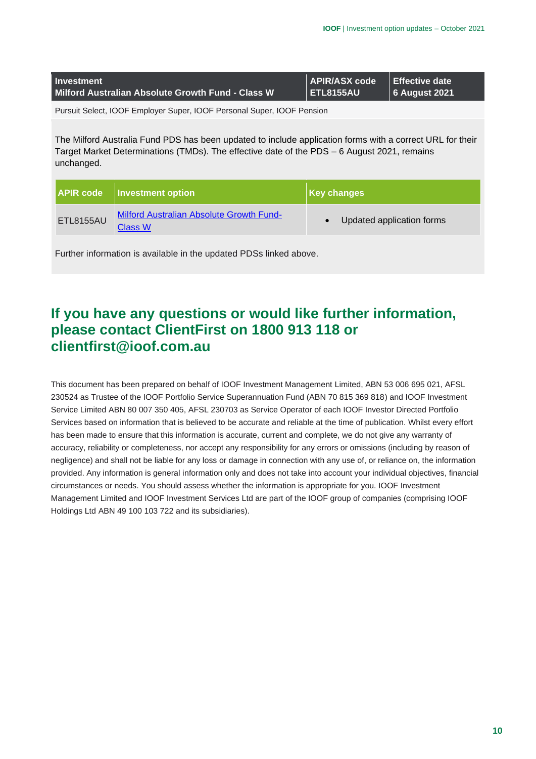| Investment<br>Milford Australian Absolute Growth Fund - Class W | APIR/ASX code<br>ETL8155AU | Effective date<br>6 August 2021 |
| --- | --- | --- |

Pursuit Select, IOOF Employer Super, IOOF Personal Super, IOOF Pension

The Milford Australia Fund PDS has been updated to include application forms with a correct URL for their Target Market Determinations (TMDs). The effective date of the PDS – 6 August 2021, remains unchanged.

| APIR code | Investment option | Key changes |
| --- | --- | --- |
| ETL8155AU | Milford Australian Absolute Growth Fund-Class W | • Updated application forms |

Further information is available in the updated PDSs linked above.

## If you have any questions or would like further information, please contact ClientFirst on 1800 913 118 or clientfirst@ioof.com.au

This document has been prepared on behalf of IOOF Investment Management Limited, ABN 53 006 695 021, AFSL 230524 as Trustee of the IOOF Portfolio Service Superannuation Fund (ABN 70 815 369 818) and IOOF Investment Service Limited ABN 80 007 350 405, AFSL 230703 as Service Operator of each IOOF Investor Directed Portfolio Services based on information that is believed to be accurate and reliable at the time of publication. Whilst every effort has been made to ensure that this information is accurate, current and complete, we do not give any warranty of accuracy, reliability or completeness, nor accept any responsibility for any errors or omissions (including by reason of negligence) and shall not be liable for any loss or damage in connection with any use of, or reliance on, the information provided. Any information is general information only and does not take into account your individual objectives, financial circumstances or needs. You should assess whether the information is appropriate for you. IOOF Investment Management Limited and IOOF Investment Services Ltd are part of the IOOF group of companies (comprising IOOF Holdings Ltd ABN 49 100 103 722 and its subsidiaries).